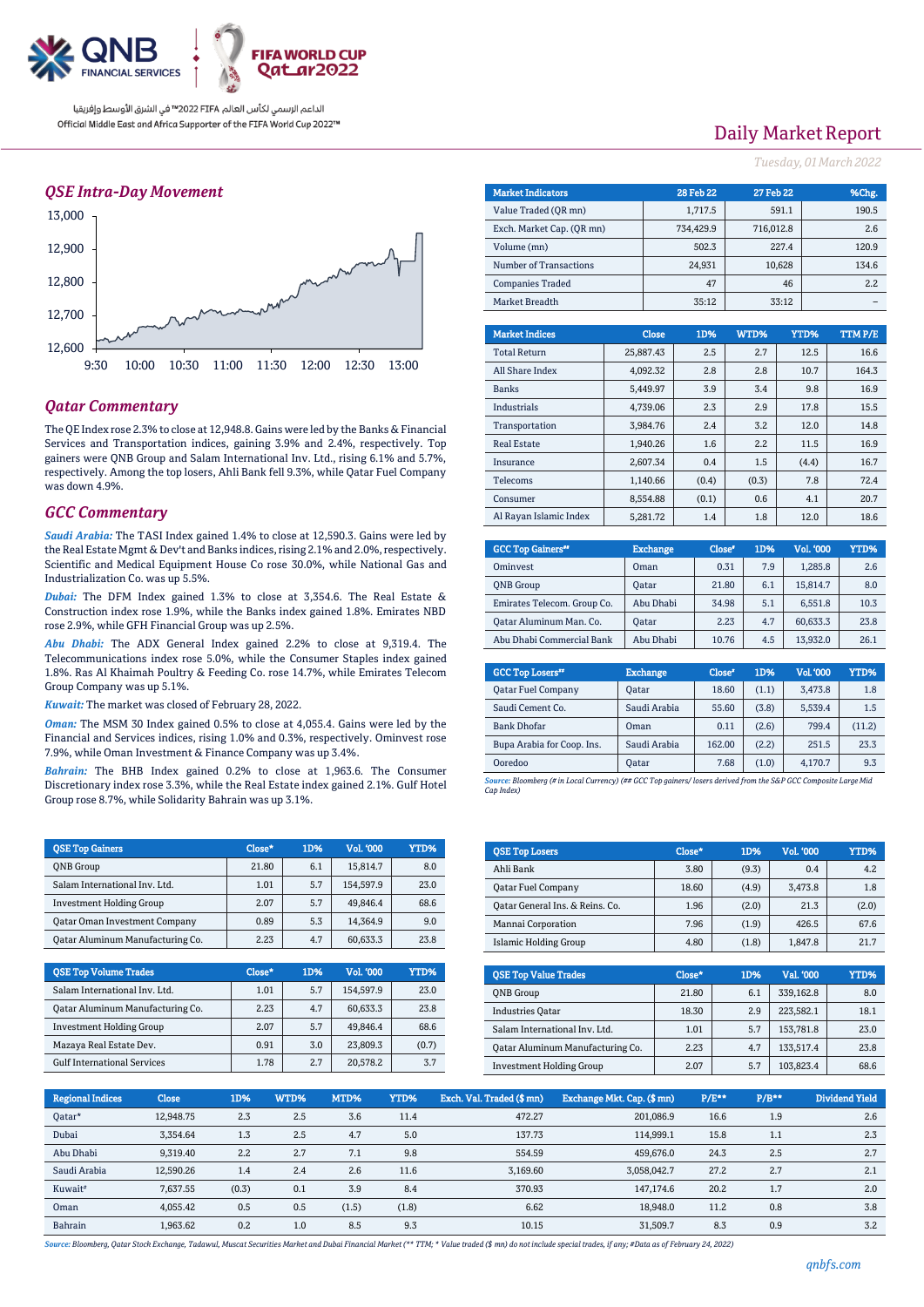QNB FINANCIAL SERVICES

FIFA WORLD CUP Qatar2022

الداعم الرسمي لكأس العالم FIFA 2022™ في الشرق الأوسط وإفريقيا
Official Middle East and Africa Supporter of the FIFA World Cup 2022™

# Daily Market Report

*Tuesday, 01 March 2022*

## QSE Intra-Day Movement

## Qatar Commentary

The QE Index rose 2.3% to close at 12,948.8. Gains were led by the Banks & Financial Services and Transportation indices, gaining 3.9% and 2.4%, respectively. Top gainers were QNB Group and Salam International Inv. Ltd., rising 6.1% and 5.7%, respectively. Among the top losers, Ahli Bank fell 9.3%, while Qatar Fuel Company was down 4.9%.

## GCC Commentary

***Saudi Arabia:*** The TASI Index gained 1.4% to close at 12,590.3. Gains were led by the Real Estate Mgmt & Dev't and Banks indices, rising 2.1% and 2.0%, respectively. Scientific and Medical Equipment House Co rose 30.0%, while National Gas and Industrialization Co. was up 5.5%.

***Dubai:*** The DFM Index gained 1.3% to close at 3,354.6. The Real Estate & Construction index rose 1.9%, while the Banks index gained 1.8%. Emirates NBD rose 2.9%, while GFH Financial Group was up 2.5%.

***Abu Dhabi:*** The ADX General Index gained 2.2% to close at 9,319.4. The Telecommunications index rose 5.0%, while the Consumer Staples index gained 1.8%. Ras Al Khaimah Poultry & Feeding Co. rose 14.7%, while Emirates Telecom Group Company was up 5.1%.

***Kuwait:*** The market was closed of February 28, 2022.

***Oman:*** The MSM 30 Index gained 0.5% to close at 4,055.4. Gains were led by the Financial and Services indices, rising 1.0% and 0.3%, respectively. Ominvest rose 7.9%, while Oman Investment & Finance Company was up 3.4%.

***Bahrain:*** The BHB Index gained 0.2% to close at 1,963.6. The Consumer Discretionary index rose 3.5%, while the Real Estate index gained 2.1%. Gulf Hotel Group rose 8.7%, while Solidarity Bahrain was up 3.1%.

| Market Indicators | 28 Feb 22 | 27 Feb 22 | %Chg. |
|---|---|---|---|
| Value Traded (QR mn) | 1,717.5 | 591.1 | 190.5 |
| Exch. Market Cap. (QR mn) | 734,429.9 | 716,012.8 | 2.6 |
| Volume (mn) | 502.3 | 227.4 | 120.9 |
| Number of Transactions | 24,931 | 10,628 | 134.6 |
| Companies Traded | 47 | 46 | 2.2 |
| Market Breadth | 35:12 | 33:12 | – |

| Market Indices | Close | 1D% | WTD% | YTD% | TTM P/E |
|---|---|---|---|---|---|
| Total Return | 25,887.43 | 2.5 | 2.7 | 12.5 | 16.6 |
| All Share Index | 4,092.32 | 2.8 | 2.8 | 10.7 | 164.3 |
| Banks | 5,449.97 | 3.9 | 3.4 | 9.8 | 16.9 |
| Industrials | 4,739.06 | 2.3 | 2.9 | 17.8 | 15.5 |
| Transportation | 3,984.76 | 2.4 | 3.2 | 12.0 | 14.8 |
| Real Estate | 1,940.26 | 1.6 | 2.2 | 11.5 | 16.9 |
| Insurance | 2,607.34 | 0.4 | 1.5 | (4.4) | 16.7 |
| Telecoms | 1,140.66 | (0.4) | (0.3) | 7.8 | 72.4 |
| Consumer | 8,554.88 | (0.1) | 0.6 | 4.1 | 20.7 |
| Al Rayan Islamic Index | 5,281.72 | 1.4 | 1.8 | 12.0 | 18.6 |

| GCC Top Gainers## | Exchange | Close# | 1D% | Vol. '000 | YTD% |
|---|---|---|---|---|---|
| Ominvest | Oman | 0.31 | 7.9 | 1,285.8 | 2.6 |
| QNB Group | Qatar | 21.80 | 6.1 | 15,814.7 | 8.0 |
| Emirates Telecom. Group Co. | Abu Dhabi | 34.98 | 5.1 | 6,551.8 | 10.3 |
| Qatar Aluminum Man. Co. | Qatar | 2.23 | 4.7 | 60,633.3 | 23.8 |
| Abu Dhabi Commercial Bank | Abu Dhabi | 10.76 | 4.5 | 13,932.0 | 26.1 |

| GCC Top Losers## | Exchange | Close# | 1D% | Vol. '000 | YTD% |
|---|---|---|---|---|---|
| Qatar Fuel Company | Qatar | 18.60 | (1.1) | 3,473.8 | 1.8 |
| Saudi Cement Co. | Saudi Arabia | 55.60 | (3.8) | 5,539.4 | 1.5 |
| Bank Dhofar | Oman | 0.11 | (2.6) | 799.4 | (11.2) |
| Bupa Arabia for Coop. Ins. | Saudi Arabia | 162.00 | (2.2) | 251.5 | 23.3 |
| Ooredoo | Qatar | 7.68 | (1.0) | 4,170.7 | 9.3 |

*Source: Bloomberg (# in Local Currency) (## GCC Top gainers/ losers derived from the S&P GCC Composite Large Mid Cap Index)*

| QSE Top Gainers | Close* | 1D% | Vol. '000 | YTD% |
|---|---|---|---|---|
| QNB Group | 21.80 | 6.1 | 15,814.7 | 8.0 |
| Salam International Inv. Ltd. | 1.01 | 5.7 | 154,597.9 | 23.0 |
| Investment Holding Group | 2.07 | 5.7 | 49,846.4 | 68.6 |
| Qatar Oman Investment Company | 0.89 | 5.3 | 14,364.9 | 9.0 |
| Qatar Aluminum Manufacturing Co. | 2.23 | 4.7 | 60,633.3 | 23.8 |

| QSE Top Losers | Close* | 1D% | Vol. '000 | YTD% |
|---|---|---|---|---|
| Ahli Bank | 3.80 | (9.3) | 0.4 | 4.2 |
| Qatar Fuel Company | 18.60 | (4.9) | 3,473.8 | 1.8 |
| Qatar General Ins. & Reins. Co. | 1.96 | (2.0) | 21.3 | (2.0) |
| Mannai Corporation | 7.96 | (1.9) | 426.5 | 67.6 |
| Islamic Holding Group | 4.80 | (1.8) | 1,847.8 | 21.7 |

| QSE Top Volume Trades | Close* | 1D% | Vol. '000 | YTD% |
|---|---|---|---|---|
| Salam International Inv. Ltd. | 1.01 | 5.7 | 154,597.9 | 23.0 |
| Qatar Aluminum Manufacturing Co. | 2.23 | 4.7 | 60,633.3 | 23.8 |
| Investment Holding Group | 2.07 | 5.7 | 49,846.4 | 68.6 |
| Mazaya Real Estate Dev. | 0.91 | 3.0 | 23,809.3 | (0.7) |
| Gulf International Services | 1.78 | 2.7 | 20,578.2 | 3.7 |

| QSE Top Value Trades | Close* | 1D% | Val. '000 | YTD% |
|---|---|---|---|---|
| QNB Group | 21.80 | 6.1 | 339,162.8 | 8.0 |
| Industries Qatar | 18.30 | 2.9 | 223,582.1 | 18.1 |
| Salam International Inv. Ltd. | 1.01 | 5.7 | 153,781.8 | 23.0 |
| Qatar Aluminum Manufacturing Co. | 2.23 | 4.7 | 133,517.4 | 23.8 |
| Investment Holding Group | 2.07 | 5.7 | 103,823.4 | 68.6 |

| Regional Indices | Close | 1D% | WTD% | MTD% | YTD% | Exch. Val. Traded ($ mn) | Exchange Mkt. Cap. ($ mn) | P/E** | P/B** | Dividend Yield |
|---|---|---|---|---|---|---|---|---|---|---|
| Qatar* | 12,948.75 | 2.3 | 2.5 | 3.6 | 11.4 | 472.27 | 201,086.9 | 16.6 | 1.9 | 2.6 |
| Dubai | 3,354.64 | 1.3 | 2.5 | 4.7 | 5.0 | 137.73 | 114,999.1 | 15.8 | 1.1 | 2.3 |
| Abu Dhabi | 9,319.40 | 2.2 | 2.7 | 7.1 | 9.8 | 554.59 | 459,676.0 | 24.3 | 2.5 | 2.7 |
| Saudi Arabia | 12,590.26 | 1.4 | 2.4 | 2.6 | 11.6 | 3,169.60 | 3,058,042.7 | 27.2 | 2.7 | 2.1 |
| Kuwait# | 7,637.55 | (0.3) | 0.1 | 3.9 | 8.4 | 370.93 | 147,174.6 | 20.2 | 1.7 | 2.0 |
| Oman | 4,055.42 | 0.5 | 0.5 | (1.5) | (1.8) | 6.62 | 18,948.0 | 11.2 | 0.8 | 3.8 |
| Bahrain | 1,963.62 | 0.2 | 1.0 | 8.5 | 9.3 | 10.15 | 31,509.7 | 8.3 | 0.9 | 3.2 |

*Source: Bloomberg, Qatar Stock Exchange, Tadawul, Muscat Securities Market and Dubai Financial Market (** TTM; * Value traded ($ mn) do not include special trades, if any; #Data as of February 24, 2022)*

qnbfs.com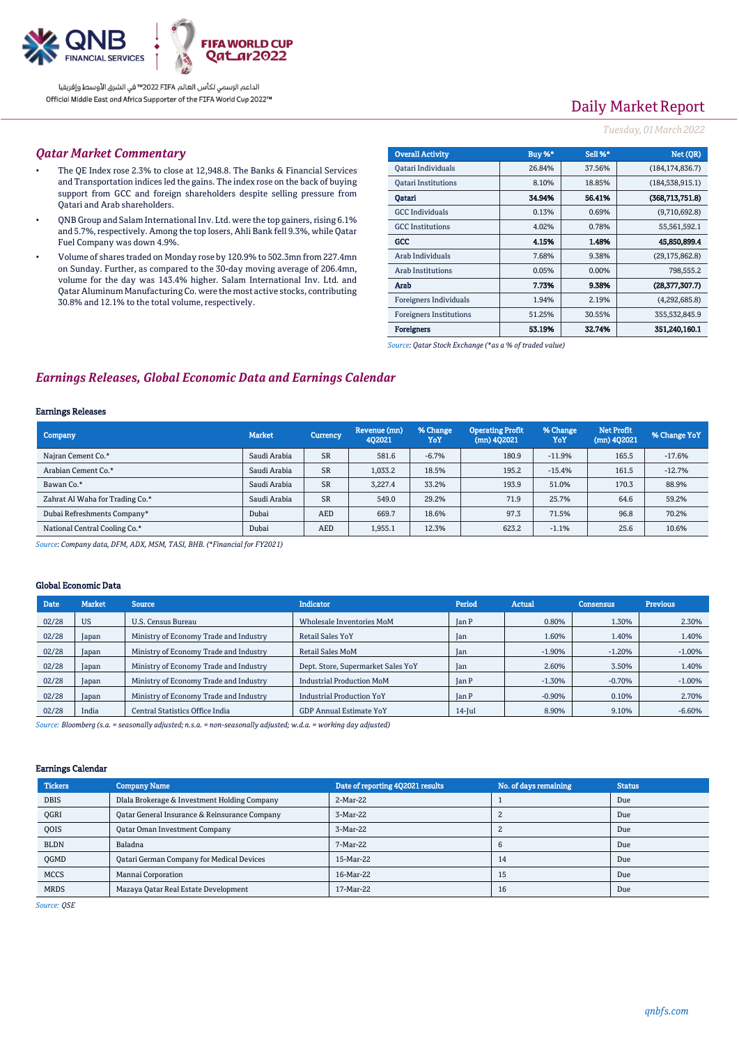# Daily Market Report

*Tuesday, 01 March 2022*

## *Qatar Market Commentary*

- The QE Index rose 2.3% to close at 12,948.8. The Banks & Financial Services and Transportation indices led the gains. The index rose on the back of buying support from GCC and foreign shareholders despite selling pressure from Qatari and Arab shareholders.
- QNB Group and Salam International Inv. Ltd. were the top gainers, rising 6.1% and 5.7%, respectively. Among the top losers, Ahli Bank fell 9.3%, while Qatar Fuel Company was down 4.9%.
- Volume of shares traded on Monday rose by 120.9% to 502.3mn from 227.4mn on Sunday. Further, as compared to the 30-day moving average of 206.4mn, volume for the day was 143.4% higher. Salam International Inv. Ltd. and Qatar Aluminum Manufacturing Co. were the most active stocks, contributing 30.8% and 12.1% to the total volume, respectively.

| Overall Activity | Buy %* | Sell %* | Net (QR) |
|---|---|---|---|
| Qatari Individuals | 26.84% | 37.56% | (184,174,836.7) |
| Qatari Institutions | 8.10% | 18.85% | (184,538,915.1) |
| **Qatari** | **34.94%** | **56.41%** | **(368,713,751.8)** |
| GCC Individuals | 0.13% | 0.69% | (9,710,692.8) |
| GCC Institutions | 4.02% | 0.78% | 55,561,592.1 |
| **GCC** | **4.15%** | **1.48%** | **45,850,899.4** |
| Arab Individuals | 7.68% | 9.38% | (29,175,862.8) |
| Arab Institutions | 0.05% | 0.00% | 798,555.2 |
| **Arab** | **7.73%** | **9.38%** | **(28,377,307.7)** |
| Foreigners Individuals | 1.94% | 2.19% | (4,292,685.8) |
| Foreigners Institutions | 51.25% | 30.55% | 355,532,845.9 |
| **Foreigners** | **53.19%** | **32.74%** | **351,240,160.1** |

*Source: Qatar Stock Exchange (\*as a % of traded value)*

## *Earnings Releases, Global Economic Data and Earnings Calendar*

### Earnings Releases

| Company | Market | Currency | Revenue (mn) 4Q2021 | % Change YoY | Operating Profit (mn) 4Q2021 | % Change YoY | Net Profit (mn) 4Q2021 | % Change YoY |
|---|---|---|---|---|---|---|---|---|
| Najran Cement Co.* | Saudi Arabia | SR | 581.6 | -6.7% | 180.9 | -11.9% | 165.5 | -17.6% |
| Arabian Cement Co.* | Saudi Arabia | SR | 1,033.2 | 18.5% | 195.2 | -15.4% | 161.5 | -12.7% |
| Bawan Co.* | Saudi Arabia | SR | 3,227.4 | 33.2% | 193.9 | 51.0% | 170.3 | 88.9% |
| Zahrat Al Waha for Trading Co.* | Saudi Arabia | SR | 549.0 | 29.2% | 71.9 | 25.7% | 64.6 | 59.2% |
| Dubai Refreshments Company* | Dubai | AED | 669.7 | 18.6% | 97.3 | 71.5% | 96.8 | 70.2% |
| National Central Cooling Co.* | Dubai | AED | 1,955.1 | 12.3% | 623.2 | -1.1% | 25.6 | 10.6% |

*Source: Company data, DFM, ADX, MSM, TASI, BHB. (\*Financial for FY2021)*

### Global Economic Data

| Date | Market | Source | Indicator | Period | Actual | Consensus | Previous |
|---|---|---|---|---|---|---|---|
| 02/28 | US | U.S. Census Bureau | Wholesale Inventories MoM | Jan P | 0.80% | 1.30% | 2.30% |
| 02/28 | Japan | Ministry of Economy Trade and Industry | Retail Sales YoY | Jan | 1.60% | 1.40% | 1.40% |
| 02/28 | Japan | Ministry of Economy Trade and Industry | Retail Sales MoM | Jan | -1.90% | -1.20% | -1.00% |
| 02/28 | Japan | Ministry of Economy Trade and Industry | Dept. Store, Supermarket Sales YoY | Jan | 2.60% | 3.50% | 1.40% |
| 02/28 | Japan | Ministry of Economy Trade and Industry | Industrial Production MoM | Jan P | -1.30% | -0.70% | -1.00% |
| 02/28 | Japan | Ministry of Economy Trade and Industry | Industrial Production YoY | Jan P | -0.90% | 0.10% | 2.70% |
| 02/28 | India | Central Statistics Office India | GDP Annual Estimate YoY | 14-Jul | 8.90% | 9.10% | -6.60% |

*Source: Bloomberg (s.a. = seasonally adjusted; n.s.a. = non-seasonally adjusted; w.d.a. = working day adjusted)*

### Earnings Calendar

| Tickers | Company Name | Date of reporting 4Q2021 results | No. of days remaining | Status |
|---|---|---|---|---|
| DBIS | Dlala Brokerage & Investment Holding Company | 2-Mar-22 | 1 | Due |
| QGRI | Qatar General Insurance & Reinsurance Company | 3-Mar-22 | 2 | Due |
| QOIS | Qatar Oman Investment Company | 3-Mar-22 | 2 | Due |
| BLDN | Baladna | 7-Mar-22 | 6 | Due |
| QGMD | Qatari German Company for Medical Devices | 15-Mar-22 | 14 | Due |
| MCCS | Mannai Corporation | 16-Mar-22 | 15 | Due |
| MRDS | Mazaya Qatar Real Estate Development | 17-Mar-22 | 16 | Due |

*Source: QSE*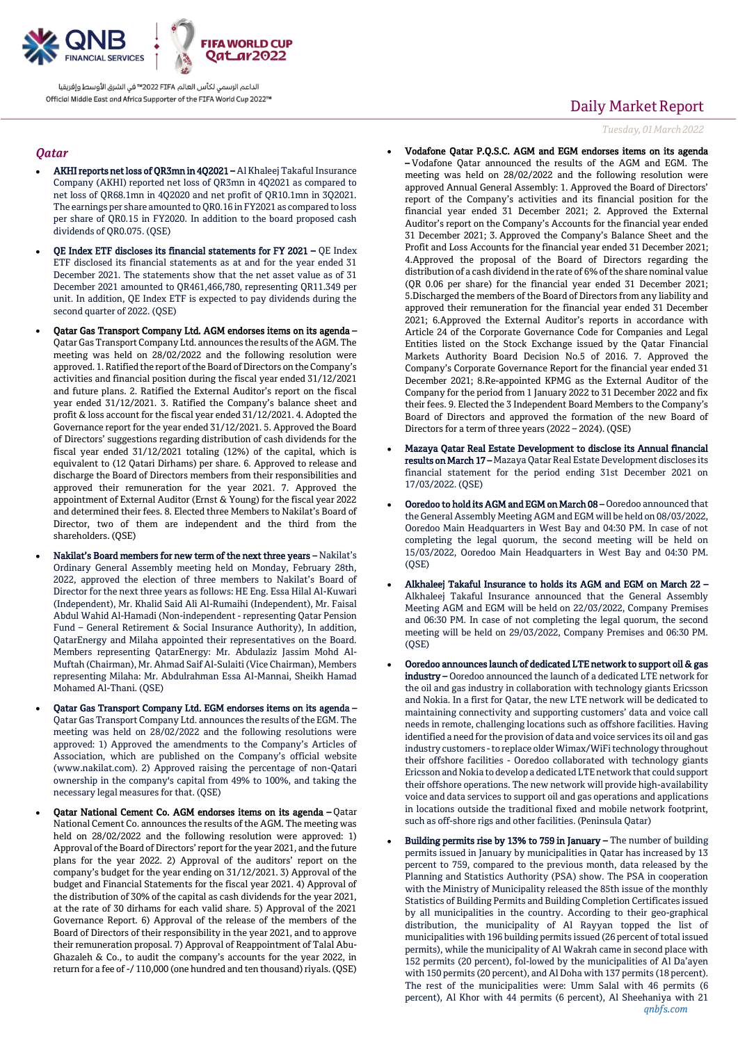## Qatar

- **AKHI reports net loss of QR3mn in 4Q2021 –** Al Khaleej Takaful Insurance Company (AKHI) reported net loss of QR3mn in 4Q2021 as compared to net loss of QR68.1mn in 4Q2020 and net profit of QR10.1mn in 3Q2021. The earnings per share amounted to QR0.16 in FY2021 as compared to loss per share of QR0.15 in FY2020. In addition to the board proposed cash dividends of QR0.075. (QSE)

- **QE Index ETF discloses its financial statements for FY 2021 –** QE Index ETF disclosed its financial statements as at and for the year ended 31 December 2021. The statements show that the net asset value as of 31 December 2021 amounted to QR461,466,780, representing QR11.349 per unit. In addition, QE Index ETF is expected to pay dividends during the second quarter of 2022. (QSE)

- **Qatar Gas Transport Company Ltd. AGM endorses items on its agenda –** Qatar Gas Transport Company Ltd. announces the results of the AGM. The meeting was held on 28/02/2022 and the following resolution were approved. 1. Ratified the report of the Board of Directors on the Company's activities and financial position during the fiscal year ended 31/12/2021 and future plans. 2. Ratified the External Auditor's report on the fiscal year ended 31/12/2021. 3. Ratified the Company's balance sheet and profit & loss account for the fiscal year ended 31/12/2021. 4. Adopted the Governance report for the year ended 31/12/2021. 5. Approved the Board of Directors' suggestions regarding distribution of cash dividends for the fiscal year ended 31/12/2021 totaling (12%) of the capital, which is equivalent to (12 Qatari Dirhams) per share. 6. Approved to release and discharge the Board of Directors members from their responsibilities and approved their remuneration for the year 2021. 7. Approved the appointment of External Auditor (Ernst & Young) for the fiscal year 2022 and determined their fees. 8. Elected three Members to Nakilat's Board of Director, two of them are independent and the third from the shareholders. (QSE)

- **Nakilat's Board members for new term of the next three years –** Nakilat's Ordinary General Assembly meeting held on Monday, February 28th, 2022, approved the election of three members to Nakilat's Board of Director for the next three years as follows: HE Eng. Essa Hilal Al-Kuwari (Independent), Mr. Khalid Said Ali Al-Rumaihi (Independent), Mr. Faisal Abdul Wahid Al-Hamadi (Non-independent - representing Qatar Pension Fund – General Retirement & Social Insurance Authority), In addition, QatarEnergy and Milaha appointed their representatives on the Board. Members representing QatarEnergy: Mr. Abdulaziz Jassim Mohd Al-Muftah (Chairman), Mr. Ahmad Saif Al-Sulaiti (Vice Chairman), Members representing Milaha: Mr. Abdulrahman Essa Al-Mannai, Sheikh Hamad Mohamed Al-Thani. (QSE)

- **Qatar Gas Transport Company Ltd. EGM endorses items on its agenda –** Qatar Gas Transport Company Ltd. announces the results of the EGM. The meeting was held on 28/02/2022 and the following resolutions were approved: 1) Approved the amendments to the Company's Articles of Association, which are published on the Company's official website (www.nakilat.com). 2) Approved raising the percentage of non-Qatari ownership in the company's capital from 49% to 100%, and taking the necessary legal measures for that. (QSE)

- **Qatar National Cement Co. AGM endorses items on its agenda –** Qatar National Cement Co. announces the results of the AGM. The meeting was held on 28/02/2022 and the following resolution were approved: 1) Approval of the Board of Directors' report for the year 2021, and the future plans for the year 2022. 2) Approval of the auditors' report on the company's budget for the year ending on 31/12/2021. 3) Approval of the budget and Financial Statements for the fiscal year 2021. 4) Approval of the distribution of 30% of the capital as cash dividends for the year 2021, at the rate of 30 dirhams for each valid share. 5) Approval of the 2021 Governance Report. 6) Approval of the release of the members of the Board of Directors of their responsibility in the year 2021, and to approve their remuneration proposal. 7) Approval of Reappointment of Talal Abu-Ghazaleh & Co., to audit the company's accounts for the year 2022, in return for a fee of -/ 110,000 (one hundred and ten thousand) riyals. (QSE)

- **Vodafone Qatar P.Q.S.C. AGM and EGM endorses items on its agenda –** Vodafone Qatar announced the results of the AGM and EGM. The meeting was held on 28/02/2022 and the following resolution were approved Annual General Assembly: 1. Approved the Board of Directors' report of the Company's activities and its financial position for the financial year ended 31 December 2021; 2. Approved the External Auditor's report on the Company's Accounts for the financial year ended 31 December 2021; 3. Approved the Company's Balance Sheet and the Profit and Loss Accounts for the financial year ended 31 December 2021; 4.Approved the proposal of the Board of Directors regarding the distribution of a cash dividend in the rate of 6% of the share nominal value (QR 0.06 per share) for the financial year ended 31 December 2021; 5.Discharged the members of the Board of Directors from any liability and approved their remuneration for the financial year ended 31 December 2021; 6.Approved the External Auditor's reports in accordance with Article 24 of the Corporate Governance Code for Companies and Legal Entities listed on the Stock Exchange issued by the Qatar Financial Markets Authority Board Decision No.5 of 2016. 7. Approved the Company's Corporate Governance Report for the financial year ended 31 December 2021; 8.Re-appointed KPMG as the External Auditor of the Company for the period from 1 January 2022 to 31 December 2022 and fix their fees. 9. Elected the 3 Independent Board Members to the Company's Board of Directors and approved the formation of the new Board of Directors for a term of three years (2022 – 2024). (QSE)

- **Mazaya Qatar Real Estate Development to disclose its Annual financial results on March 17 –** Mazaya Qatar Real Estate Development discloses its financial statement for the period ending 31st December 2021 on 17/03/2022. (QSE)

- **Ooredoo to hold its AGM and EGM on March 08 –** Ooredoo announced that the General Assembly Meeting AGM and EGM will be held on 08/03/2022, Ooredoo Main Headquarters in West Bay and 04:30 PM. In case of not completing the legal quorum, the second meeting will be held on 15/03/2022, Ooredoo Main Headquarters in West Bay and 04:30 PM. (QSE)

- **Alkhaleej Takaful Insurance to holds its AGM and EGM on March 22 –** Alkhaleej Takaful Insurance announced that the General Assembly Meeting AGM and EGM will be held on 22/03/2022, Company Premises and 06:30 PM. In case of not completing the legal quorum, the second meeting will be held on 29/03/2022, Company Premises and 06:30 PM. (QSE)

- **Ooredoo announces launch of dedicated LTE network to support oil & gas industry –** Ooredoo announced the launch of a dedicated LTE network for the oil and gas industry in collaboration with technology giants Ericsson and Nokia. In a first for Qatar, the new LTE network will be dedicated to maintaining connectivity and supporting customers' data and voice call needs in remote, challenging locations such as offshore facilities. Having identified a need for the provision of data and voice services its oil and gas industry customers - to replace older Wimax/WiFi technology throughout their offshore facilities - Ooredoo collaborated with technology giants Ericsson and Nokia to develop a dedicated LTE network that could support their offshore operations. The new network will provide high-availability voice and data services to support oil and gas operations and applications in locations outside the traditional fixed and mobile network footprint, such as off-shore rigs and other facilities. (Peninsula Qatar)

- **Building permits rise by 13% to 759 in January –** The number of building permits issued in January by municipalities in Qatar has increased by 13 percent to 759, compared to the previous month, data released by the Planning and Statistics Authority (PSA) show. The PSA in cooperation with the Ministry of Municipality released the 85th issue of the monthly Statistics of Building Permits and Building Completion Certificates issued by all municipalities in the country. According to their geo-graphical distribution, the municipality of Al Rayyan topped the list of municipalities with 196 building permits issued (26 percent of total issued permits), while the municipality of Al Wakrah came in second place with 152 permits (20 percent), fol-lowed by the municipalities of Al Da'ayen with 150 permits (20 percent), and Al Doha with 137 permits (18 percent). The rest of the municipalities were: Umm Salal with 46 permits (6 percent), Al Khor with 44 permits (6 percent), Al Sheehaniya with 21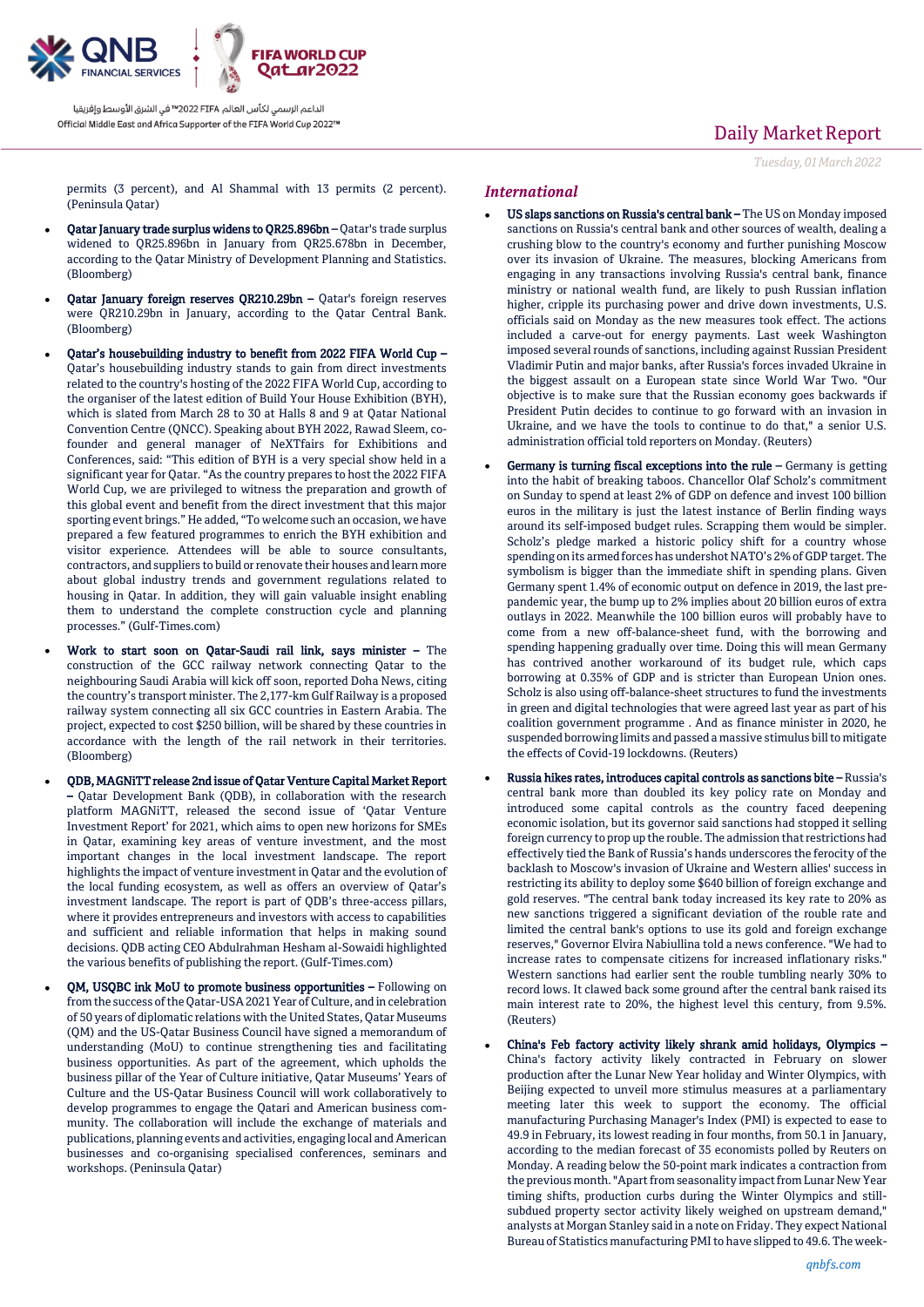permits (3 percent), and Al Shammal with 13 permits (2 percent). (Peninsula Qatar)

- **Qatar January trade surplus widens to QR25.896bn** – Qatar's trade surplus widened to QR25.896bn in January from QR25.678bn in December, according to the Qatar Ministry of Development Planning and Statistics. (Bloomberg)
- **Qatar January foreign reserves QR210.29bn** – Qatar's foreign reserves were QR210.29bn in January, according to the Qatar Central Bank. (Bloomberg)
- **Qatar's housebuilding industry to benefit from 2022 FIFA World Cup** – Qatar's housebuilding industry stands to gain from direct investments related to the country's hosting of the 2022 FIFA World Cup, according to the organiser of the latest edition of Build Your House Exhibition (BYH), which is slated from March 28 to 30 at Halls 8 and 9 at Qatar National Convention Centre (QNCC). Speaking about BYH 2022, Rawad Sleem, co-founder and general manager of NeXTfairs for Exhibitions and Conferences, said: "This edition of BYH is a very special show held in a significant year for Qatar. "As the country prepares to host the 2022 FIFA World Cup, we are privileged to witness the preparation and growth of this global event and benefit from the direct investment that this major sporting event brings." He added, "To welcome such an occasion, we have prepared a few featured programmes to enrich the BYH exhibition and visitor experience. Attendees will be able to source consultants, contractors, and suppliers to build or renovate their houses and learn more about global industry trends and government regulations related to housing in Qatar. In addition, they will gain valuable insight enabling them to understand the complete construction cycle and planning processes." (Gulf-Times.com)
- **Work to start soon on Qatar-Saudi rail link, says minister** – The construction of the GCC railway network connecting Qatar to the neighbouring Saudi Arabia will kick off soon, reported Doha News, citing the country's transport minister. The 2,177-km Gulf Railway is a proposed railway system connecting all six GCC countries in Eastern Arabia. The project, expected to cost $250 billion, will be shared by these countries in accordance with the length of the rail network in their territories. (Bloomberg)
- **QDB, MAGNiTT release 2nd issue of Qatar Venture Capital Market Report** – Qatar Development Bank (QDB), in collaboration with the research platform MAGNiTT, released the second issue of 'Qatar Venture Investment Report' for 2021, which aims to open new horizons for SMEs in Qatar, examining key areas of venture investment, and the most important changes in the local investment landscape. The report highlights the impact of venture investment in Qatar and the evolution of the local funding ecosystem, as well as offers an overview of Qatar's investment landscape. The report is part of QDB's three-access pillars, where it provides entrepreneurs and investors with access to capabilities and sufficient and reliable information that helps in making sound decisions. QDB acting CEO Abdulrahman Hesham al-Sowaidi highlighted the various benefits of publishing the report. (Gulf-Times.com)
- **QM, USQBC ink MoU to promote business opportunities** – Following on from the success of the Qatar-USA 2021 Year of Culture, and in celebration of 50 years of diplomatic relations with the United States, Qatar Museums (QM) and the US-Qatar Business Council have signed a memorandum of understanding (MoU) to continue strengthening ties and facilitating business opportunities. As part of the agreement, which upholds the business pillar of the Year of Culture initiative, Qatar Museums' Years of Culture and the US-Qatar Business Council will work collaboratively to develop programmes to engage the Qatari and American business community. The collaboration will include the exchange of materials and publications, planning events and activities, engaging local and American businesses and co-organising specialised conferences, seminars and workshops. (Peninsula Qatar)

## International

- **US slaps sanctions on Russia's central bank** – The US on Monday imposed sanctions on Russia's central bank and other sources of wealth, dealing a crushing blow to the country's economy and further punishing Moscow over its invasion of Ukraine. The measures, blocking Americans from engaging in any transactions involving Russia's central bank, finance ministry or national wealth fund, are likely to push Russian inflation higher, cripple its purchasing power and drive down investments, U.S. officials said on Monday as the new measures took effect. The actions included a carve-out for energy payments. Last week Washington imposed several rounds of sanctions, including against Russian President Vladimir Putin and major banks, after Russia's forces invaded Ukraine in the biggest assault on a European state since World War Two. "Our objective is to make sure that the Russian economy goes backwards if President Putin decides to continue to go forward with an invasion in Ukraine, and we have the tools to continue to do that," a senior U.S. administration official told reporters on Monday. (Reuters)
- **Germany is turning fiscal exceptions into the rule** – Germany is getting into the habit of breaking taboos. Chancellor Olaf Scholz's commitment on Sunday to spend at least 2% of GDP on defence and invest 100 billion euros in the military is just the latest instance of Berlin finding ways around its self-imposed budget rules. Scrapping them would be simpler. Scholz's pledge marked a historic policy shift for a country whose spending on its armed forces has undershot NATO's 2% of GDP target. The symbolism is bigger than the immediate shift in spending plans. Given Germany spent 1.4% of economic output on defence in 2019, the last pre-pandemic year, the bump up to 2% implies about 20 billion euros of extra outlays in 2022. Meanwhile the 100 billion euros will probably have to come from a new off-balance-sheet fund, with the borrowing and spending happening gradually over time. Doing this will mean Germany has contrived another workaround of its budget rule, which caps borrowing at 0.35% of GDP and is stricter than European Union ones. Scholz is also using off-balance-sheet structures to fund the investments in green and digital technologies that were agreed last year as part of his coalition government programme . And as finance minister in 2020, he suspended borrowing limits and passed a massive stimulus bill to mitigate the effects of Covid-19 lockdowns. (Reuters)
- **Russia hikes rates, introduces capital controls as sanctions bite** – Russia's central bank more than doubled its key policy rate on Monday and introduced some capital controls as the country faced deepening economic isolation, but its governor said sanctions had stopped it selling foreign currency to prop up the rouble. The admission that restrictions had effectively tied the Bank of Russia's hands underscores the ferocity of the backlash to Moscow's invasion of Ukraine and Western allies' success in restricting its ability to deploy some $640 billion of foreign exchange and gold reserves. "The central bank today increased its key rate to 20% as new sanctions triggered a significant deviation of the rouble rate and limited the central bank's options to use its gold and foreign exchange reserves," Governor Elvira Nabiullina told a news conference. "We had to increase rates to compensate citizens for increased inflationary risks." Western sanctions had earlier sent the rouble tumbling nearly 30% to record lows. It clawed back some ground after the central bank raised its main interest rate to 20%, the highest level this century, from 9.5%. (Reuters)
- **China's Feb factory activity likely shrank amid holidays, Olympics** – China's factory activity likely contracted in February on slower production after the Lunar New Year holiday and Winter Olympics, with Beijing expected to unveil more stimulus measures at a parliamentary meeting later this week to support the economy. The official manufacturing Purchasing Manager's Index (PMI) is expected to ease to 49.9 in February, its lowest reading in four months, from 50.1 in January, according to the median forecast of 35 economists polled by Reuters on Monday. A reading below the 50-point mark indicates a contraction from the previous month. "Apart from seasonality impact from Lunar New Year timing shifts, production curbs during the Winter Olympics and still-subdued property sector activity likely weighed on upstream demand," analysts at Morgan Stanley said in a note on Friday. They expect National Bureau of Statistics manufacturing PMI to have slipped to 49.6. The week-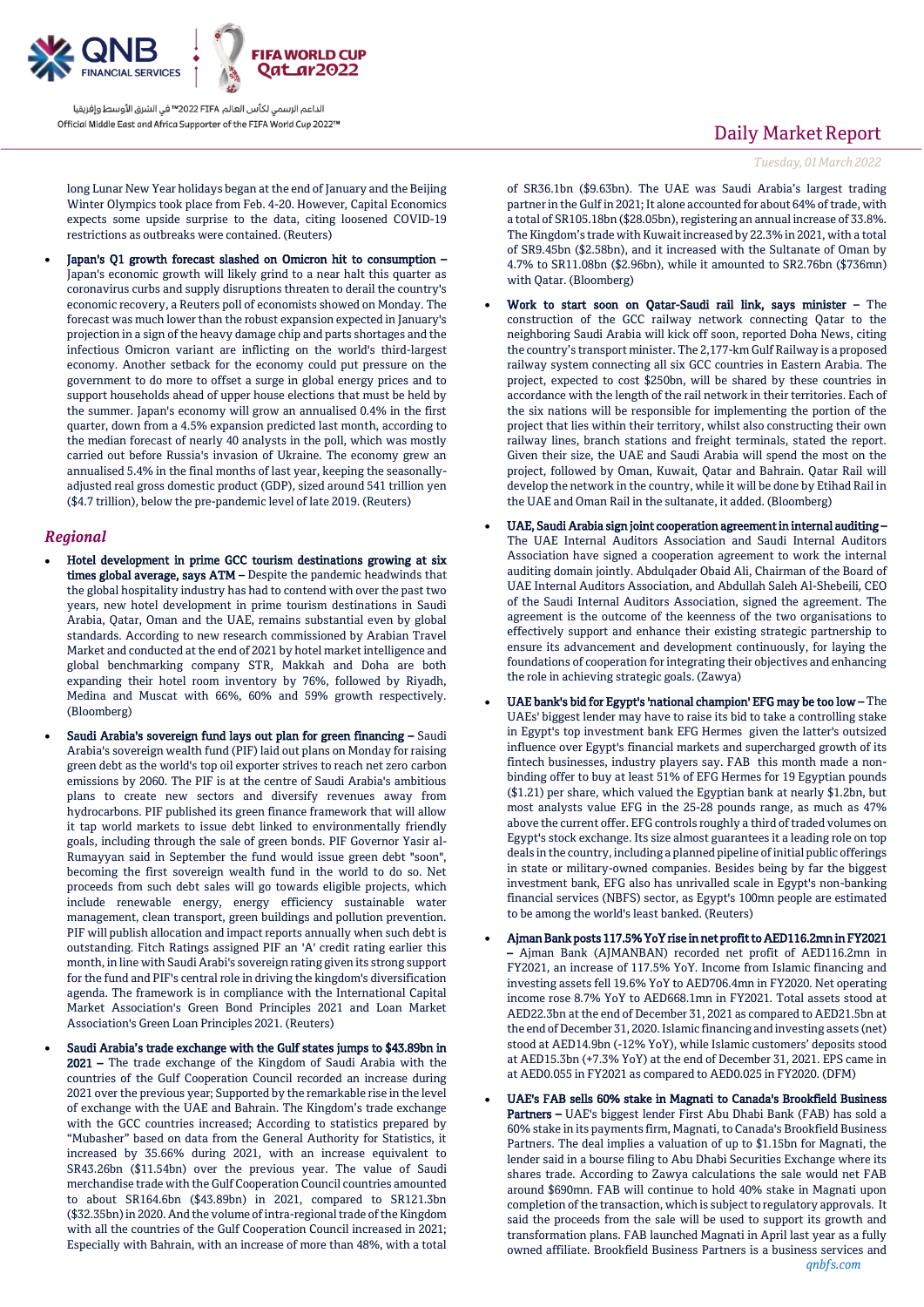long Lunar New Year holidays began at the end of January and the Beijing Winter Olympics took place from Feb. 4-20. However, Capital Economics expects some upside surprise to the data, citing loosened COVID-19 restrictions as outbreaks were contained. (Reuters)

- **Japan's Q1 growth forecast slashed on Omicron hit to consumption –** Japan's economic growth will likely grind to a near halt this quarter as coronavirus curbs and supply disruptions threaten to derail the country's economic recovery, a Reuters poll of economists showed on Monday. The forecast was much lower than the robust expansion expected in January's projection in a sign of the heavy damage chip and parts shortages and the infectious Omicron variant are inflicting on the world's third-largest economy. Another setback for the economy could put pressure on the government to do more to offset a surge in global energy prices and to support households ahead of upper house elections that must be held by the summer. Japan's economy will grow an annualised 0.4% in the first quarter, down from a 4.5% expansion predicted last month, according to the median forecast of nearly 40 analysts in the poll, which was mostly carried out before Russia's invasion of Ukraine. The economy grew an annualised 5.4% in the final months of last year, keeping the seasonally-adjusted real gross domestic product (GDP), sized around 541 trillion yen ($4.7 trillion), below the pre-pandemic level of late 2019. (Reuters)

## *Regional*

- **Hotel development in prime GCC tourism destinations growing at six times global average, says ATM –** Despite the pandemic headwinds that the global hospitality industry has had to contend with over the past two years, new hotel development in prime tourism destinations in Saudi Arabia, Qatar, Oman and the UAE, remains substantial even by global standards. According to new research commissioned by Arabian Travel Market and conducted at the end of 2021 by hotel market intelligence and global benchmarking company STR, Makkah and Doha are both expanding their hotel room inventory by 76%, followed by Riyadh, Medina and Muscat with 66%, 60% and 59% growth respectively. (Bloomberg)

- **Saudi Arabia's sovereign fund lays out plan for green financing –** Saudi Arabia's sovereign wealth fund (PIF) laid out plans on Monday for raising green debt as the world's top oil exporter strives to reach net zero carbon emissions by 2060. The PIF is at the centre of Saudi Arabia's ambitious plans to create new sectors and diversify revenues away from hydrocarbons. PIF published its green finance framework that will allow it tap world markets to issue debt linked to environmentally friendly goals, including through the sale of green bonds. PIF Governor Yasir al-Rumayyan said in September the fund would issue green debt "soon", becoming the first sovereign wealth fund in the world to do so. Net proceeds from such debt sales will go towards eligible projects, which include renewable energy, energy efficiency sustainable water management, clean transport, green buildings and pollution prevention. PIF will publish allocation and impact reports annually when such debt is outstanding. Fitch Ratings assigned PIF an 'A' credit rating earlier this month, in line with Saudi Arabi's sovereign rating given its strong support for the fund and PIF's central role in driving the kingdom's diversification agenda. The framework is in compliance with the International Capital Market Association's Green Bond Principles 2021 and Loan Market Association's Green Loan Principles 2021. (Reuters)

- **Saudi Arabia's trade exchange with the Gulf states jumps to $43.89bn in 2021 –** The trade exchange of the Kingdom of Saudi Arabia with the countries of the Gulf Cooperation Council recorded an increase during 2021 over the previous year; Supported by the remarkable rise in the level of exchange with the UAE and Bahrain. The Kingdom's trade exchange with the GCC countries increased; According to statistics prepared by "Mubasher" based on data from the General Authority for Statistics, it increased by 35.66% during 2021, with an increase equivalent to SR43.26bn ($11.54bn) over the previous year. The value of Saudi merchandise trade with the Gulf Cooperation Council countries amounted to about SR164.6bn ($43.89bn) in 2021, compared to SR121.3bn ($32.35bn) in 2020. And the volume of intra-regional trade of the Kingdom with all the countries of the Gulf Cooperation Council increased in 2021; Especially with Bahrain, with an increase of more than 48%, with a total of SR36.1bn ($9.63bn). The UAE was Saudi Arabia's largest trading partner in the Gulf in 2021; It alone accounted for about 64% of trade, with a total of SR105.18bn ($28.05bn), registering an annual increase of 33.8%. The Kingdom's trade with Kuwait increased by 22.3% in 2021, with a total of SR9.45bn ($2.58bn), and it increased with the Sultanate of Oman by 4.7% to SR11.08bn ($2.96bn), while it amounted to SR2.76bn ($736mn) with Qatar. (Bloomberg)

- **Work to start soon on Qatar-Saudi rail link, says minister –** The construction of the GCC railway network connecting Qatar to the neighboring Saudi Arabia will kick off soon, reported Doha News, citing the country's transport minister. The 2,177-km Gulf Railway is a proposed railway system connecting all six GCC countries in Eastern Arabia. The project, expected to cost $250bn, will be shared by these countries in accordance with the length of the rail network in their territories. Each of the six nations will be responsible for implementing the portion of the project that lies within their territory, whilst also constructing their own railway lines, branch stations and freight terminals, stated the report. Given their size, the UAE and Saudi Arabia will spend the most on the project, followed by Oman, Kuwait, Qatar and Bahrain. Qatar Rail will develop the network in the country, while it will be done by Etihad Rail in the UAE and Oman Rail in the sultanate, it added. (Bloomberg)

- **UAE, Saudi Arabia sign joint cooperation agreement in internal auditing –** The UAE Internal Auditors Association and Saudi Internal Auditors Association have signed a cooperation agreement to work the internal auditing domain jointly. Abdulqader Obaid Ali, Chairman of the Board of UAE Internal Auditors Association, and Abdullah Saleh Al-Shebeili, CEO of the Saudi Internal Auditors Association, signed the agreement. The agreement is the outcome of the keenness of the two organisations to effectively support and enhance their existing strategic partnership to ensure its advancement and development continuously, for laying the foundations of cooperation for integrating their objectives and enhancing the role in achieving strategic goals. (Zawya)

- **UAE bank's bid for Egypt's 'national champion' EFG may be too low –** The UAEs' biggest lender may have to raise its bid to take a controlling stake in Egypt's top investment bank EFG Hermes given the latter's outsized influence over Egyptian financial markets and supercharged growth of its fintech businesses, industry players say. FAB this month made a non-binding offer to buy at least 51% of EFG Hermes for 19 Egyptian pounds ($1.21) per share, which valued the Egyptian bank at nearly $1.2bn, but most analysts value EFG in the 25-28 pounds range, as much as 47% above the current offer. EFG controls roughly a third of traded volumes on Egypt's stock exchange. Its size almost guarantees it a leading role on top deals in the country, including a planned pipeline of initial public offerings in state or military-owned companies. Besides being by far the biggest investment bank, EFG also has unrivalled scale in Egypt's non-banking financial services (NBFS) sector, as Egypt's 100mn people are estimated to be among the world's least banked. (Reuters)

- **Ajman Bank posts 117.5% YoY rise in net profit to AED116.2mn in FY2021 –** Ajman Bank (AJMANBAN) recorded net profit of AED116.2mn in FY2021, an increase of 117.5% YoY. Income from Islamic financing and investing assets fell 19.6% YoY to AED706.4mn in FY2020. Net operating income rose 8.7% YoY to AED668.1mn in FY2021. Total assets stood at AED22.3bn at the end of December 31, 2021 as compared to AED21.5bn at the end of December 31, 2020. Islamic financing and investing assets (net) stood at AED14.9bn (-12% YoY), while Islamic customers' deposits stood at AED15.3bn (+7.3% YoY) at the end of December 31, 2021. EPS came in at AED0.055 in FY2021 as compared to AED0.025 in FY2020. (DFM)

- **UAE's FAB sells 60% stake in Magnati to Canada's Brookfield Business Partners –** UAE's biggest lender First Abu Dhabi Bank (FAB) has sold a 60% stake in its payments firm, Magnati, to Canada's Brookfield Business Partners. The deal implies a valuation of up to $1.15bn for Magnati, the lender said in a bourse filing to Abu Dhabi Securities Exchange where its shares trade. According to Zawya calculations the sale would net FAB around $690mn. FAB will continue to hold 40% stake in Magnati upon completion of the transaction, which is subject to regulatory approvals. It said the proceeds from the sale will be used to support its growth and transformation plans. FAB launched Magnati in April last year as a fully owned affiliate. Brookfield Business Partners is a business services and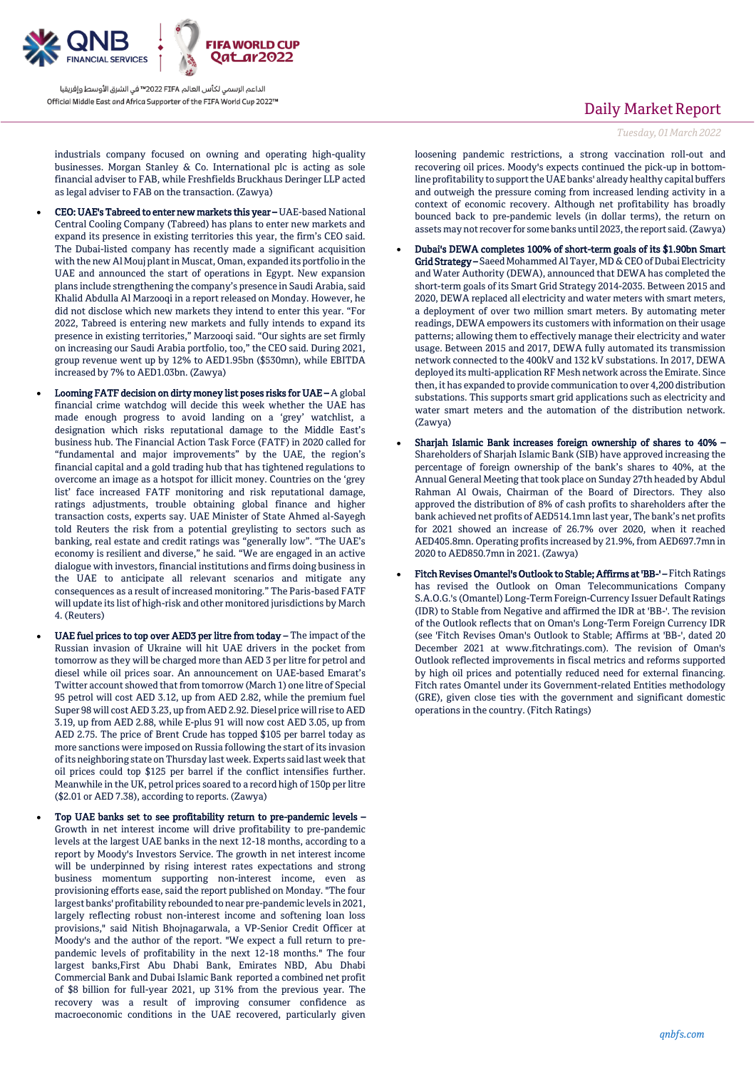industrials company focused on owning and operating high-quality businesses. Morgan Stanley & Co. International plc is acting as sole financial adviser to FAB, while Freshfields Bruckhaus Deringer LLP acted as legal adviser to FAB on the transaction. (Zawya)

- **CEO: UAE's Tabreed to enter new markets this year –** UAE-based National Central Cooling Company (Tabreed) has plans to enter new markets and expand its presence in existing territories this year, the firm's CEO said. The Dubai-listed company has recently made a significant acquisition with the new Al Mouj plant in Muscat, Oman, expanded its portfolio in the UAE and announced the start of operations in Egypt. New expansion plans include strengthening the company's presence in Saudi Arabia, said Khalid Abdulla Al Marzooqi in a report released on Monday. However, he did not disclose which new markets they intend to enter this year. "For 2022, Tabreed is entering new markets and fully intends to expand its presence in existing territories," Marzooqi said. "Our sights are set firmly on increasing our Saudi Arabia portfolio, too," the CEO said. During 2021, group revenue went up by 12% to AED1.95bn ($530mn), while EBITDA increased by 7% to AED1.03bn. (Zawya)
- **Looming FATF decision on dirty money list poses risks for UAE –** A global financial crime watchdog will decide this week whether the UAE has made enough progress to avoid landing on a 'grey' watchlist, a designation which risks reputational damage to the Middle East's business hub. The Financial Action Task Force (FATF) in 2020 called for "fundamental and major improvements" by the UAE, the region's financial capital and a gold trading hub that has tightened regulations to overcome an image as a hotspot for illicit money. Countries on the 'grey list' face increased FATF monitoring and risk reputational damage, ratings adjustments, trouble obtaining global finance and higher transaction costs, experts say. UAE Minister of State Ahmed al-Sayegh told Reuters the risk from a potential greylisting to sectors such as banking, real estate and credit ratings was "generally low". "The UAE's economy is resilient and diverse," he said. "We are engaged in an active dialogue with investors, financial institutions and firms doing business in the UAE to anticipate all relevant scenarios and mitigate any consequences as a result of increased monitoring." The Paris-based FATF will update its list of high-risk and other monitored jurisdictions by March 4. (Reuters)
- **UAE fuel prices to top over AED3 per litre from today –** The impact of the Russian invasion of Ukraine will hit UAE drivers in the pocket from tomorrow as they will be charged more than AED 3 per litre for petrol and diesel while oil prices soar. An announcement on UAE-based Emarat's Twitter account showed that from tomorrow (March 1) one litre of Special 95 petrol will cost AED 3.12, up from AED 2.82, while the premium fuel Super 98 will cost AED 3.23, up from AED 2.92. Diesel price will rise to AED 3.19, up from AED 2.88, while E-plus 91 will now cost AED 3.05, up from AED 2.75. The price of Brent Crude has topped $105 per barrel today as more sanctions were imposed on Russia following the start of its invasion of its neighboring state on Thursday last week. Experts said last week that oil prices could top $125 per barrel if the conflict intensifies further. Meanwhile in the UK, petrol prices soared to a record high of 150p per litre ($2.01 or AED 7.38), according to reports. (Zawya)
- **Top UAE banks set to see profitability return to pre-pandemic levels –** Growth in net interest income will drive profitability to pre-pandemic levels at the largest UAE banks in the next 12-18 months, according to a report by Moody's Investors Service. The growth in net interest income will be underpinned by rising interest rates expectations and strong business momentum supporting non-interest income, even as provisioning efforts ease, said the report published on Monday. "The four largest banks' profitability rebounded to near pre-pandemic levels in 2021, largely reflecting robust non-interest income and softening loan loss provisions," said Nitish Bhojnagarwala, a VP-Senior Credit Officer at Moody's and the author of the report. "We expect a full return to pre-pandemic levels of profitability in the next 12-18 months." The four largest banks,First Abu Dhabi Bank, Emirates NBD, Abu Dhabi Commercial Bank and Dubai Islamic Bank reported a combined net profit of $8 billion for full-year 2021, up 31% from the previous year. The recovery was a result of improving consumer confidence as macroeconomic conditions in the UAE recovered, particularly given loosening pandemic restrictions, a strong vaccination roll-out and recovering oil prices. Moody's expects continued the pick-up in bottom-line profitability to support the UAE banks' already healthy capital buffers and outweigh the pressure coming from increased lending activity in a context of economic recovery. Although net profitability has broadly bounced back to pre-pandemic levels (in dollar terms), the return on assets may not recover for some banks until 2023, the report said. (Zawya)
- **Dubai's DEWA completes 100% of short-term goals of its $1.90bn Smart Grid Strategy –** Saeed Mohammed Al Tayer, MD & CEO of Dubai Electricity and Water Authority (DEWA), announced that DEWA has completed the short-term goals of its Smart Grid Strategy 2014-2035. Between 2015 and 2020, DEWA replaced all electricity and water meters with smart meters, a deployment of over two million smart meters. By automating meter readings, DEWA empowers its customers with information on their usage patterns; allowing them to effectively manage their electricity and water usage. Between 2015 and 2017, DEWA fully automated its transmission network connected to the 400kV and 132 kV substations. In 2017, DEWA deployed its multi-application RF Mesh network across the Emirate. Since then, it has expanded to provide communication to over 4,200 distribution substations. This supports smart grid applications such as electricity and water smart meters and the automation of the distribution network. (Zawya)
- **Sharjah Islamic Bank increases foreign ownership of shares to 40% –** Shareholders of Sharjah Islamic Bank (SIB) have approved increasing the percentage of foreign ownership of the bank's shares to 40%, at the Annual General Meeting that took place on Sunday 27th headed by Abdul Rahman Al Owais, Chairman of the Board of Directors. They also approved the distribution of 8% of cash profits to shareholders after the bank achieved net profits of AED514.1mn last year, The bank's net profits for 2021 showed an increase of 26.7% over 2020, when it reached AED405.8mn. Operating profits increased by 21.9%, from AED697.7mn in 2020 to AED850.7mn in 2021. (Zawya)
- **Fitch Revises Omantel's Outlook to Stable; Affirms at 'BB-' –** Fitch Ratings has revised the Outlook on Oman Telecommunications Company S.A.O.G.'s (Omantel) Long-Term Foreign-Currency Issuer Default Ratings (IDR) to Stable from Negative and affirmed the IDR at 'BB-'. The revision of the Outlook reflects that on Oman's Long-Term Foreign Currency IDR (see 'Fitch Revises Oman's Outlook to Stable; Affirms at 'BB-', dated 20 December 2021 at www.fitchratings.com). The revision of Oman's Outlook reflected improvements in fiscal metrics and reforms supported by high oil prices and potentially reduced need for external financing. Fitch rates Omantel under its Government-related Entities methodology (GRE), given close ties with the government and significant domestic operations in the country. (Fitch Ratings)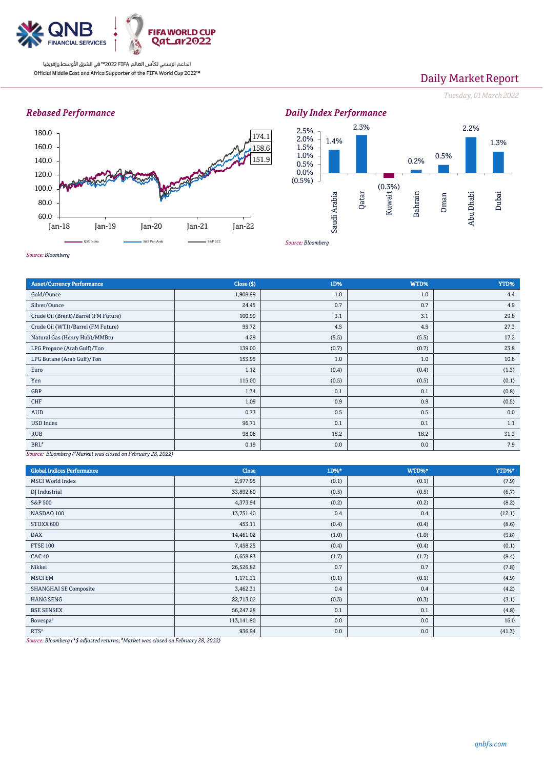Daily Market Report

*Tuesday, 01 March 2022*

## *Rebased Performance*

180.0
160.0
140.0
120.0
100.0
80.0
60.0

Jan-18 Jan-19 Jan-20 Jan-21 Jan-22

174.1
158.6
151.9

QSE Index — S&P Pan Arab — S&P GCC

*Source: Bloomberg*

## *Daily Index Performance*

| | Saudi Arabia | Qatar | Kuwait | Bahrain | Oman | Abu Dhabi | Dubai |
|---|---|---|---|---|---|---|---|
| Performance | 1.4% | 2.3% | (0.3%) | 0.2% | 0.5% | 2.2% | 1.3% |

*Source: Bloomberg*

| Asset/Currency Performance | Close ($) | 1D% | WTD% | YTD% |
|---|---|---|---|---|
| Gold/Ounce | 1,908.99 | 1.0 | 1.0 | 4.4 |
| Silver/Ounce | 24.45 | 0.7 | 0.7 | 4.9 |
| Crude Oil (Brent)/Barrel (FM Future) | 100.99 | 3.1 | 3.1 | 29.8 |
| Crude Oil (WTI)/Barrel (FM Future) | 95.72 | 4.5 | 4.5 | 27.3 |
| Natural Gas (Henry Hub)/MMBtu | 4.29 | (5.5) | (5.5) | 17.2 |
| LPG Propane (Arab Gulf)/Ton | 139.00 | (0.7) | (0.7) | 23.8 |
| LPG Butane (Arab Gulf)/Ton | 153.95 | 1.0 | 1.0 | 10.6 |
| Euro | 1.12 | (0.4) | (0.4) | (1.3) |
| Yen | 115.00 | (0.5) | (0.5) | (0.1) |
| GBP | 1.34 | 0.1 | 0.1 | (0.8) |
| CHF | 1.09 | 0.9 | 0.9 | (0.5) |
| AUD | 0.73 | 0.5 | 0.5 | 0.0 |
| USD Index | 96.71 | 0.1 | 0.1 | 1.1 |
| RUB | 98.06 | 18.2 | 18.2 | 31.3 |
| BRL# | 0.19 | 0.0 | 0.0 | 7.9 |

*Source: Bloomberg (#Market was closed on February 28, 2022)*

| Global Indices Performance | Close | 1D%* | WTD%* | YTD%* |
|---|---|---|---|---|
| MSCI World Index | 2,977.95 | (0.1) | (0.1) | (7.9) |
| DJ Industrial | 33,892.60 | (0.5) | (0.5) | (6.7) |
| S&P 500 | 4,373.94 | (0.2) | (0.2) | (8.2) |
| NASDAQ 100 | 13,751.40 | 0.4 | 0.4 | (12.1) |
| STOXX 600 | 453.11 | (0.4) | (0.4) | (8.6) |
| DAX | 14,461.02 | (1.0) | (1.0) | (9.8) |
| FTSE 100 | 7,458.25 | (0.4) | (0.4) | (0.1) |
| CAC 40 | 6,658.83 | (1.7) | (1.7) | (8.4) |
| Nikkei | 26,526.82 | 0.7 | 0.7 | (7.8) |
| MSCI EM | 1,171.31 | (0.1) | (0.1) | (4.9) |
| SHANGHAI SE Composite | 3,462.31 | 0.4 | 0.4 | (4.2) |
| HANG SENG | 22,713.02 | (0.3) | (0.3) | (3.1) |
| BSE SENSEX | 56,247.28 | 0.1 | 0.1 | (4.8) |
| Bovespa# | 113,141.90 | 0.0 | 0.0 | 16.0 |
| RTS# | 936.94 | 0.0 | 0.0 | (41.3) |

*Source: Bloomberg (*$ adjusted returns; #Market was closed on February 28, 2022)*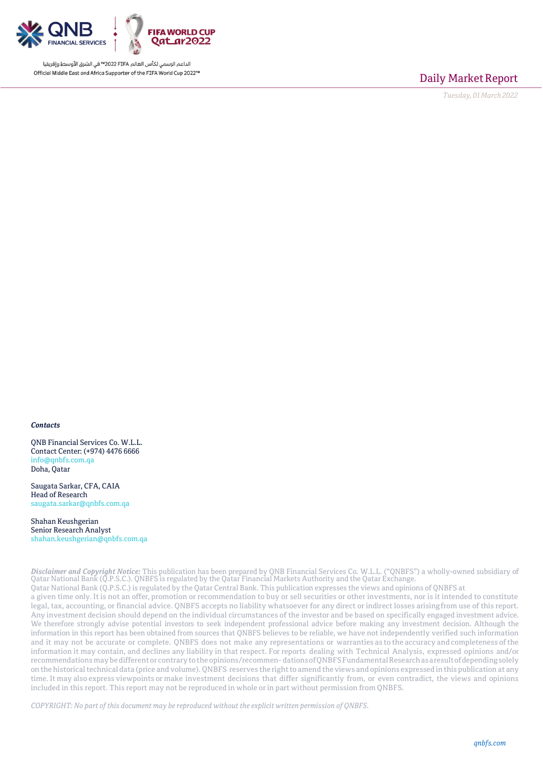***Contacts***

QNB Financial Services Co. W.L.L.
Contact Center: (+974) 4476 6666
info@qnbfs.com.qa
Doha, Qatar

Saugata Sarkar, CFA, CAIA
Head of Research
saugata.sarkar@qnbfs.com.qa

Shahan Keushgerian
Senior Research Analyst
shahan.keushgerian@qnbfs.com.qa

***Disclaimer and Copyright Notice:*** This publication has been prepared by QNB Financial Services Co. W.L.L. ("QNBFS") a wholly-owned subsidiary of Qatar National Bank (Q.P.S.C.). QNBFS is regulated by the Qatar Financial Markets Authority and the Qatar Exchange. Qatar National Bank (Q.P.S.C.) is regulated by the Qatar Central Bank. This publication expresses the views and opinions of QNBFS at a given time only. It is not an offer, promotion or recommendation to buy or sell securities or other investments, nor is it intended to constitute legal, tax, accounting, or financial advice. QNBFS accepts no liability whatsoever for any direct or indirect losses arising from use of this report. Any investment decision should depend on the individual circumstances of the investor and be based on specifically engaged investment advice. We therefore strongly advise potential investors to seek independent professional advice before making any investment decision. Although the information in this report has been obtained from sources that QNBFS believes to be reliable, we have not independently verified such information and it may not be accurate or complete. QNBFS does not make any representations or warranties as to the accuracy and completeness of the information it may contain, and declines any liability in that respect. For reports dealing with Technical Analysis, expressed opinions and/or recommendations may be different or contrary to the opinions/recommen- dations of QNBFS Fundamental Research as a result of depending solely on the historical technical data (price and volume). QNBFS reserves the right to amend the views and opinions expressed in this publication at any time. It may also express viewpoints or make investment decisions that differ significantly from, or even contradict, the views and opinions included in this report. This report may not be reproduced in whole or in part without permission from QNBFS.

*COPYRIGHT: No part of this document may be reproduced without the explicit written permission of QNBFS.*